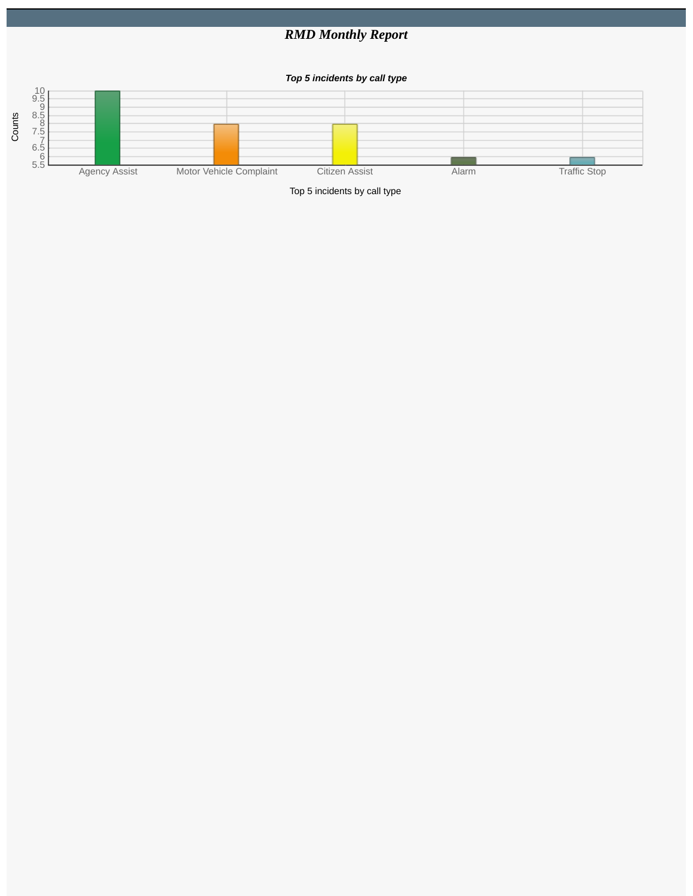# *RMD Monthly Report*

***Top 5 incidents by call type***

| Call Type | Counts |
| --- | --- |
| Agency Assist | 10 |
| Motor Vehicle Complaint | 8 |
| Citizen Assist | 8 |
| Alarm | 6 |
| Traffic Stop | 6 |

Top 5 incidents by call type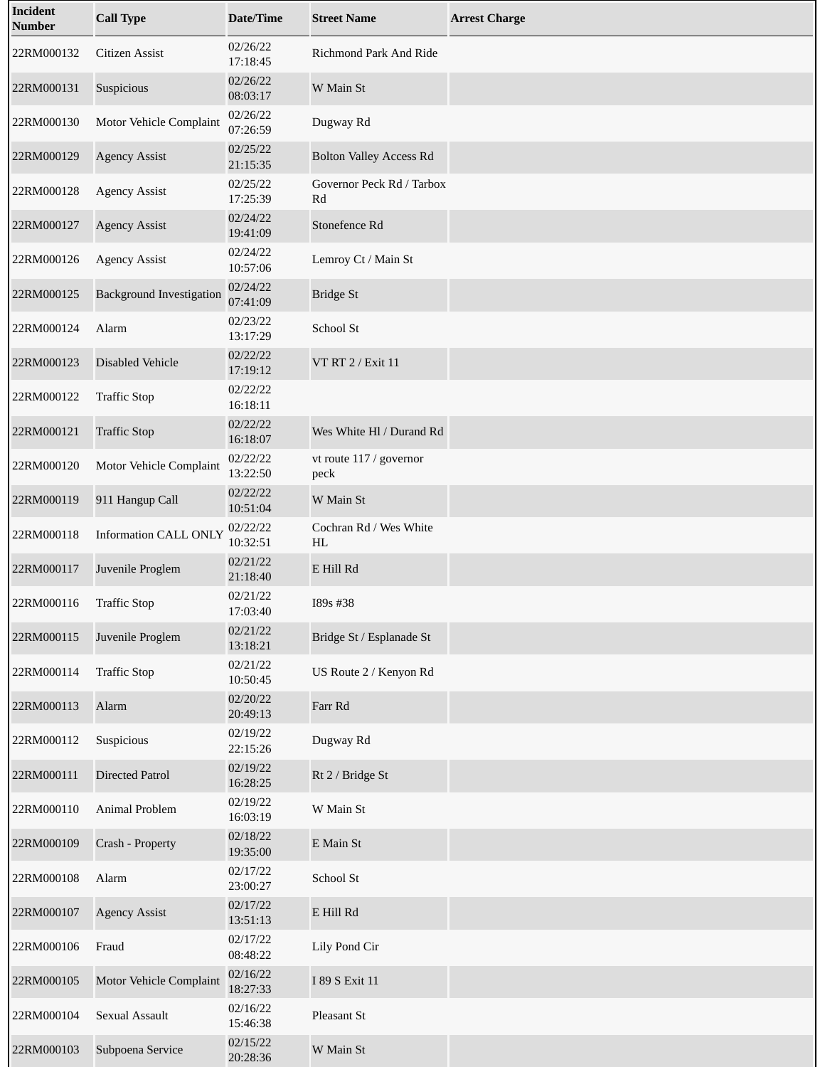| Incident Number | Call Type | Date/Time | Street Name | Arrest Charge |
|---|---|---|---|---|
| 22RM000132 | Citizen Assist | 02/26/22 17:18:45 | Richmond Park And Ride | |
| 22RM000131 | Suspicious | 02/26/22 08:03:17 | W Main St | |
| 22RM000130 | Motor Vehicle Complaint | 02/26/22 07:26:59 | Dugway Rd | |
| 22RM000129 | Agency Assist | 02/25/22 21:15:35 | Bolton Valley Access Rd | |
| 22RM000128 | Agency Assist | 02/25/22 17:25:39 | Governor Peck Rd / Tarbox Rd | |
| 22RM000127 | Agency Assist | 02/24/22 19:41:09 | Stonefence Rd | |
| 22RM000126 | Agency Assist | 02/24/22 10:57:06 | Lemroy Ct / Main St | |
| 22RM000125 | Background Investigation | 02/24/22 07:41:09 | Bridge St | |
| 22RM000124 | Alarm | 02/23/22 13:17:29 | School St | |
| 22RM000123 | Disabled Vehicle | 02/22/22 17:19:12 | VT RT 2 / Exit 11 | |
| 22RM000122 | Traffic Stop | 02/22/22 16:18:11 | | |
| 22RM000121 | Traffic Stop | 02/22/22 16:18:07 | Wes White Hl / Durand Rd | |
| 22RM000120 | Motor Vehicle Complaint | 02/22/22 13:22:50 | vt route 117 / governor peck | |
| 22RM000119 | 911 Hangup Call | 02/22/22 10:51:04 | W Main St | |
| 22RM000118 | Information CALL ONLY | 02/22/22 10:32:51 | Cochran Rd / Wes White HL | |
| 22RM000117 | Juvenile Proglem | 02/21/22 21:18:40 | E Hill Rd | |
| 22RM000116 | Traffic Stop | 02/21/22 17:03:40 | I89s #38 | |
| 22RM000115 | Juvenile Proglem | 02/21/22 13:18:21 | Bridge St / Esplanade St | |
| 22RM000114 | Traffic Stop | 02/21/22 10:50:45 | US Route 2 / Kenyon Rd | |
| 22RM000113 | Alarm | 02/20/22 20:49:13 | Farr Rd | |
| 22RM000112 | Suspicious | 02/19/22 22:15:26 | Dugway Rd | |
| 22RM000111 | Directed Patrol | 02/19/22 16:28:25 | Rt 2 / Bridge St | |
| 22RM000110 | Animal Problem | 02/19/22 16:03:19 | W Main St | |
| 22RM000109 | Crash - Property | 02/18/22 19:35:00 | E Main St | |
| 22RM000108 | Alarm | 02/17/22 23:00:27 | School St | |
| 22RM000107 | Agency Assist | 02/17/22 13:51:13 | E Hill Rd | |
| 22RM000106 | Fraud | 02/17/22 08:48:22 | Lily Pond Cir | |
| 22RM000105 | Motor Vehicle Complaint | 02/16/22 18:27:33 | I 89 S Exit 11 | |
| 22RM000104 | Sexual Assault | 02/16/22 15:46:38 | Pleasant St | |
| 22RM000103 | Subpoena Service | 02/15/22 20:28:36 | W Main St | |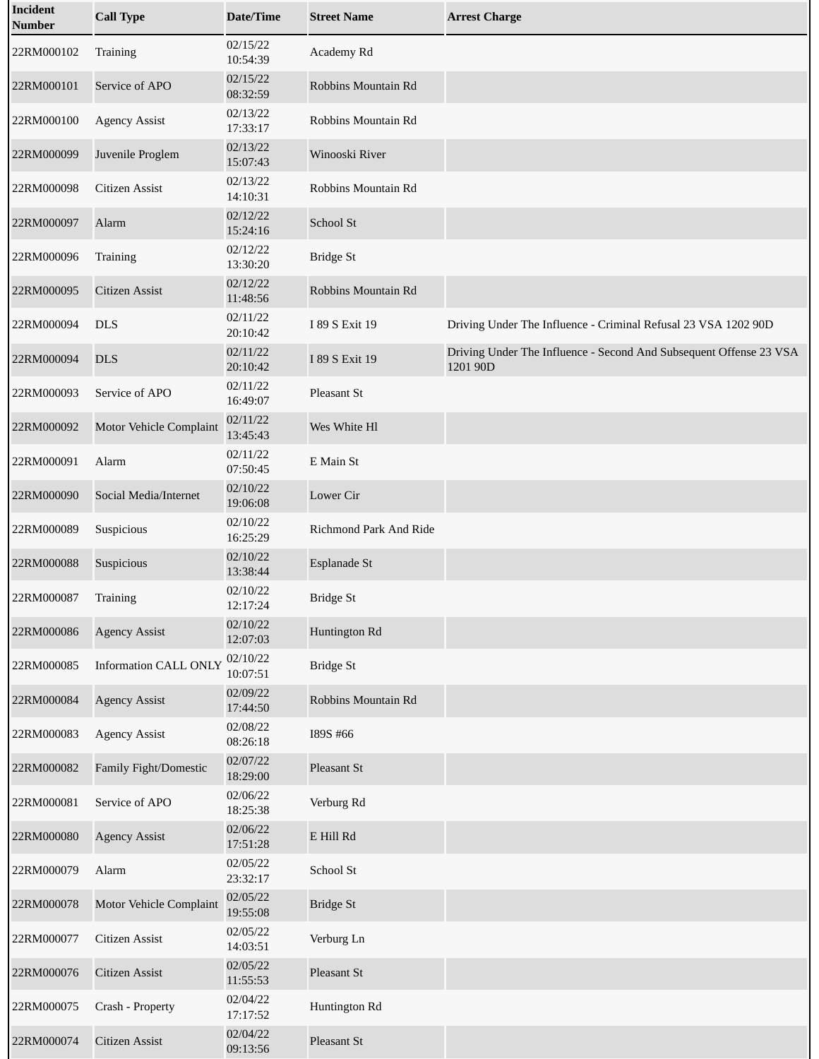| Incident Number | Call Type | Date/Time | Street Name | Arrest Charge |
| --- | --- | --- | --- | --- |
| 22RM000102 | Training | 02/15/22 10:54:39 | Academy Rd | |
| 22RM000101 | Service of APO | 02/15/22 08:32:59 | Robbins Mountain Rd | |
| 22RM000100 | Agency Assist | 02/13/22 17:33:17 | Robbins Mountain Rd | |
| 22RM000099 | Juvenile Proglem | 02/13/22 15:07:43 | Winooski River | |
| 22RM000098 | Citizen Assist | 02/13/22 14:10:31 | Robbins Mountain Rd | |
| 22RM000097 | Alarm | 02/12/22 15:24:16 | School St | |
| 22RM000096 | Training | 02/12/22 13:30:20 | Bridge St | |
| 22RM000095 | Citizen Assist | 02/12/22 11:48:56 | Robbins Mountain Rd | |
| 22RM000094 | DLS | 02/11/22 20:10:42 | I 89 S Exit 19 | Driving Under The Influence - Criminal Refusal 23 VSA 1202 90D |
| 22RM000094 | DLS | 02/11/22 20:10:42 | I 89 S Exit 19 | Driving Under The Influence - Second And Subsequent Offense 23 VSA 1201 90D |
| 22RM000093 | Service of APO | 02/11/22 16:49:07 | Pleasant St | |
| 22RM000092 | Motor Vehicle Complaint | 02/11/22 13:45:43 | Wes White Hl | |
| 22RM000091 | Alarm | 02/11/22 07:50:45 | E Main St | |
| 22RM000090 | Social Media/Internet | 02/10/22 19:06:08 | Lower Cir | |
| 22RM000089 | Suspicious | 02/10/22 16:25:29 | Richmond Park And Ride | |
| 22RM000088 | Suspicious | 02/10/22 13:38:44 | Esplanade St | |
| 22RM000087 | Training | 02/10/22 12:17:24 | Bridge St | |
| 22RM000086 | Agency Assist | 02/10/22 12:07:03 | Huntington Rd | |
| 22RM000085 | Information CALL ONLY | 02/10/22 10:07:51 | Bridge St | |
| 22RM000084 | Agency Assist | 02/09/22 17:44:50 | Robbins Mountain Rd | |
| 22RM000083 | Agency Assist | 02/08/22 08:26:18 | I89S #66 | |
| 22RM000082 | Family Fight/Domestic | 02/07/22 18:29:00 | Pleasant St | |
| 22RM000081 | Service of APO | 02/06/22 18:25:38 | Verburg Rd | |
| 22RM000080 | Agency Assist | 02/06/22 17:51:28 | E Hill Rd | |
| 22RM000079 | Alarm | 02/05/22 23:32:17 | School St | |
| 22RM000078 | Motor Vehicle Complaint | 02/05/22 19:55:08 | Bridge St | |
| 22RM000077 | Citizen Assist | 02/05/22 14:03:51 | Verburg Ln | |
| 22RM000076 | Citizen Assist | 02/05/22 11:55:53 | Pleasant St | |
| 22RM000075 | Crash - Property | 02/04/22 17:17:52 | Huntington Rd | |
| 22RM000074 | Citizen Assist | 02/04/22 09:13:56 | Pleasant St | |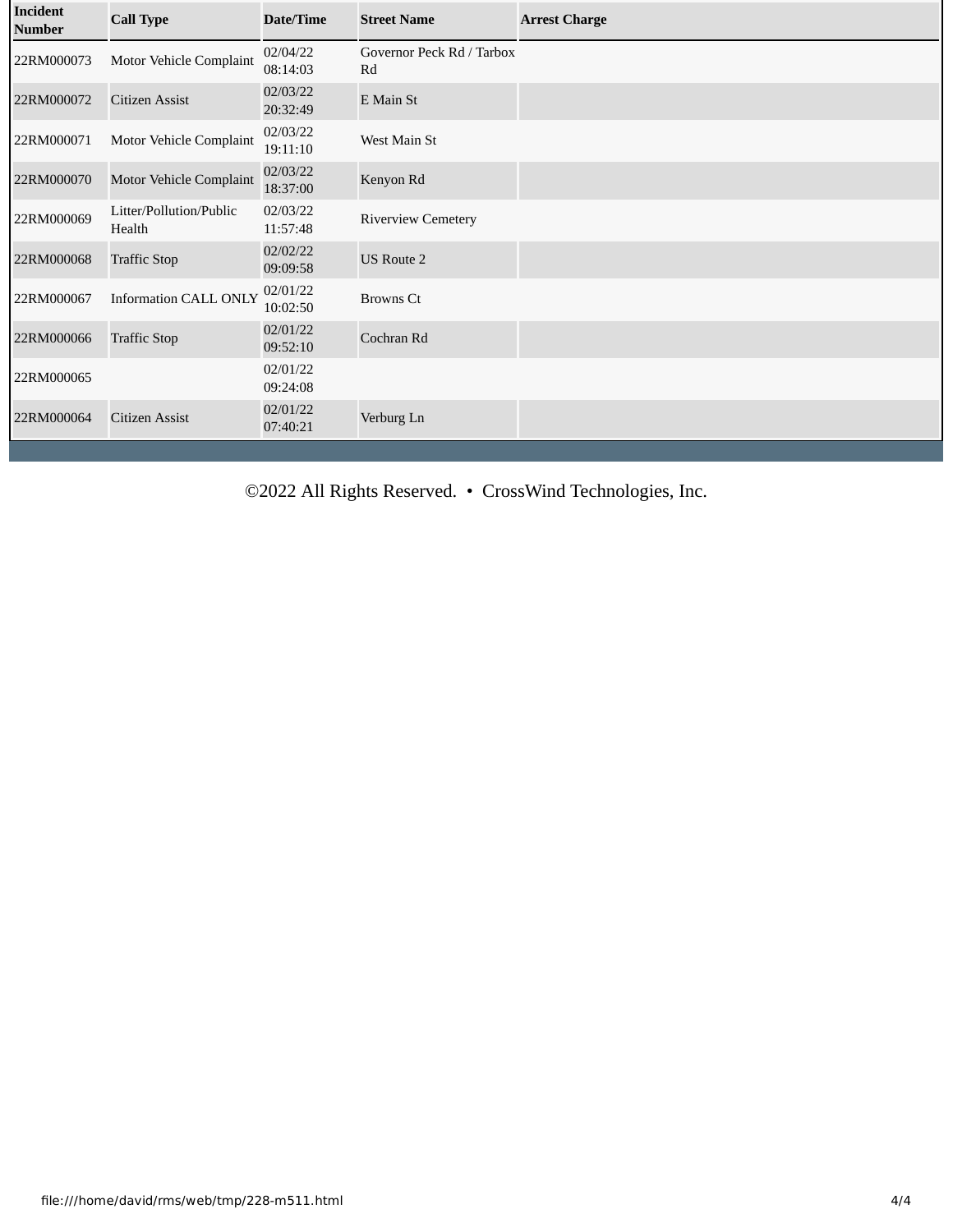| Incident Number | Call Type | Date/Time | Street Name | Arrest Charge |
|---|---|---|---|---|
| 22RM000073 | Motor Vehicle Complaint | 02/04/22 08:14:03 | Governor Peck Rd / Tarbox Rd | |
| 22RM000072 | Citizen Assist | 02/03/22 20:32:49 | E Main St | |
| 22RM000071 | Motor Vehicle Complaint | 02/03/22 19:11:10 | West Main St | |
| 22RM000070 | Motor Vehicle Complaint | 02/03/22 18:37:00 | Kenyon Rd | |
| 22RM000069 | Litter/Pollution/Public Health | 02/03/22 11:57:48 | Riverview Cemetery | |
| 22RM000068 | Traffic Stop | 02/02/22 09:09:58 | US Route 2 | |
| 22RM000067 | Information CALL ONLY | 02/01/22 10:02:50 | Browns Ct | |
| 22RM000066 | Traffic Stop | 02/01/22 09:52:10 | Cochran Rd | |
| 22RM000065 | | 02/01/22 09:24:08 | | |
| 22RM000064 | Citizen Assist | 02/01/22 07:40:21 | Verburg Ln | |

©2022 All Rights Reserved. • CrossWind Technologies, Inc.